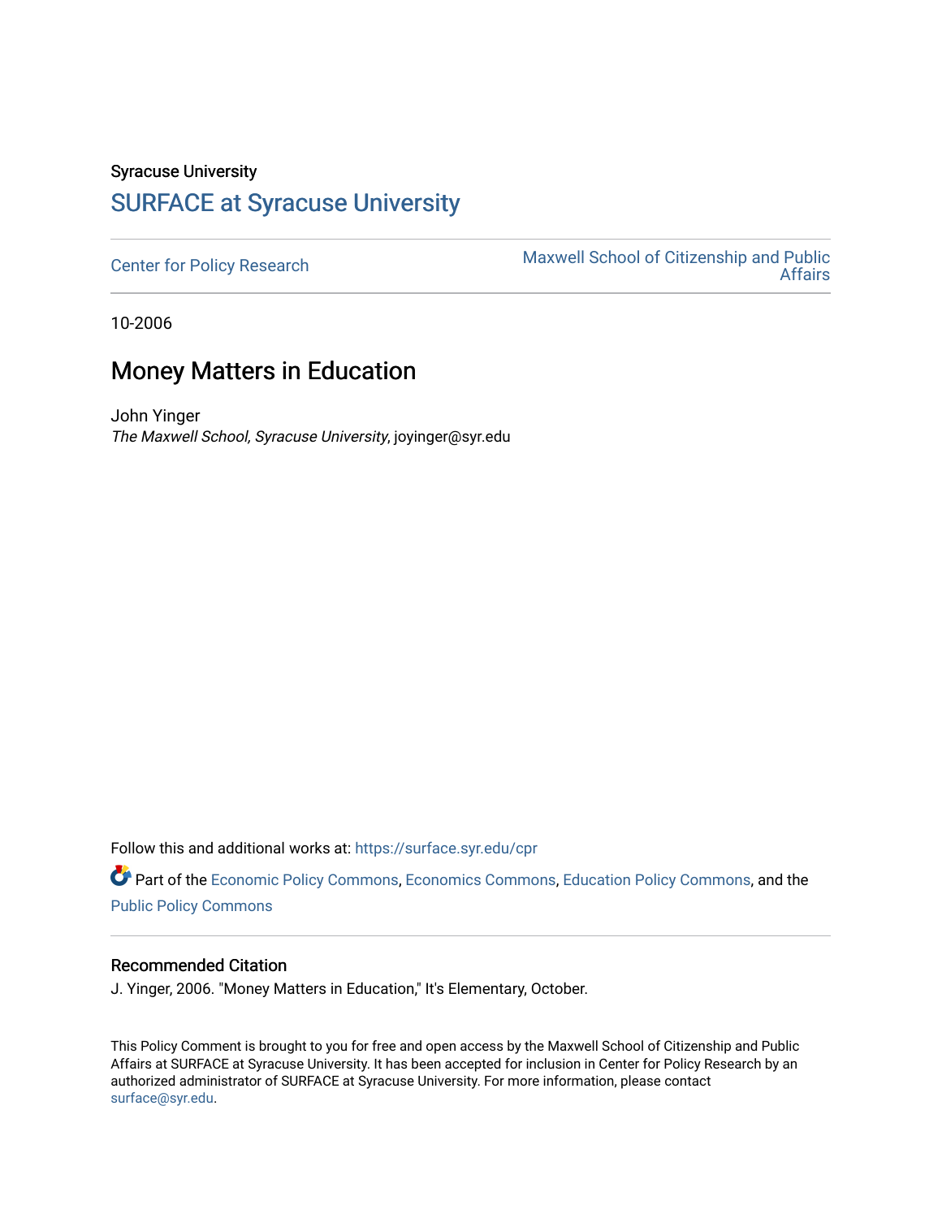Syracuse University

## SURFACE at Syracuse University

Center for Policy Research

Maxwell School of Citizenship and Public Affairs

10-2006

# Money Matters in Education

John Yinger

*The Maxwell School, Syracuse University*, joyinger@syr.edu

Follow this and additional works at: https://surface.syr.edu/cpr

Part of the Economic Policy Commons, Economics Commons, Education Policy Commons, and the Public Policy Commons

### Recommended Citation

J. Yinger, 2006. "Money Matters in Education," It's Elementary, October.

This Policy Comment is brought to you for free and open access by the Maxwell School of Citizenship and Public Affairs at SURFACE at Syracuse University. It has been accepted for inclusion in Center for Policy Research by an authorized administrator of SURFACE at Syracuse University. For more information, please contact surface@syr.edu.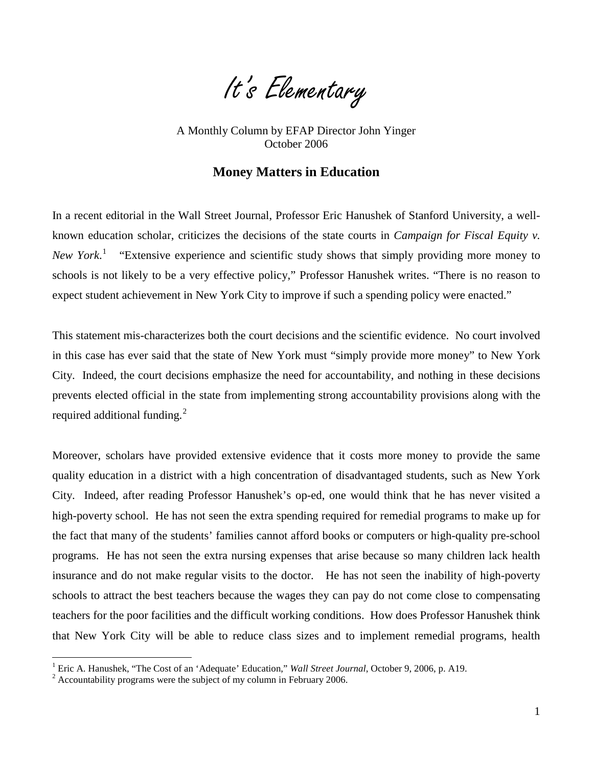# It's Elementary

A Monthly Column by EFAP Director John Yinger
October 2006

## Money Matters in Education

In a recent editorial in the Wall Street Journal, Professor Eric Hanushek of Stanford University, a well-known education scholar, criticizes the decisions of the state courts in *Campaign for Fiscal Equity v. New York*.[1] "Extensive experience and scientific study shows that simply providing more money to schools is not likely to be a very effective policy," Professor Hanushek writes. "There is no reason to expect student achievement in New York City to improve if such a spending policy were enacted."

This statement mis-characterizes both the court decisions and the scientific evidence. No court involved in this case has ever said that the state of New York must "simply provide more money" to New York City. Indeed, the court decisions emphasize the need for accountability, and nothing in these decisions prevents elected official in the state from implementing strong accountability provisions along with the required additional funding.[2]

Moreover, scholars have provided extensive evidence that it costs more money to provide the same quality education in a district with a high concentration of disadvantaged students, such as New York City. Indeed, after reading Professor Hanushek's op-ed, one would think that he has never visited a high-poverty school. He has not seen the extra spending required for remedial programs to make up for the fact that many of the students' families cannot afford books or computers or high-quality pre-school programs. He has not seen the extra nursing expenses that arise because so many children lack health insurance and do not make regular visits to the doctor. He has not seen the inability of high-poverty schools to attract the best teachers because the wages they can pay do not come close to compensating teachers for the poor facilities and the difficult working conditions. How does Professor Hanushek think that New York City will be able to reduce class sizes and to implement remedial programs, health

---

[1] Eric A. Hanushek, "The Cost of an 'Adequate' Education," *Wall Street Journal*, October 9, 2006, p. A19.

[2] Accountability programs were the subject of my column in February 2006.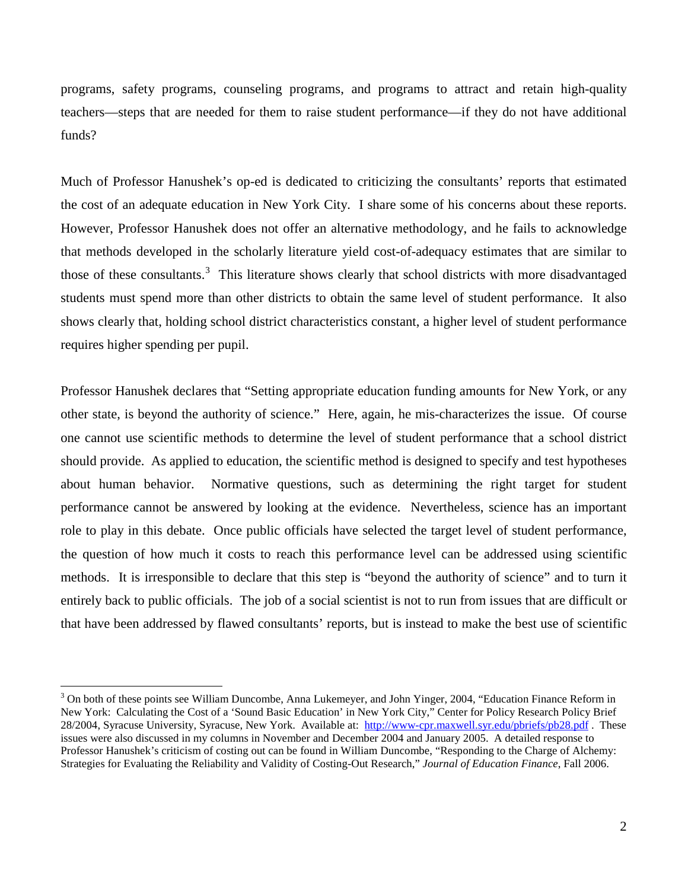programs, safety programs, counseling programs, and programs to attract and retain high-quality teachers—steps that are needed for them to raise student performance—if they do not have additional funds?

Much of Professor Hanushek's op-ed is dedicated to criticizing the consultants' reports that estimated the cost of an adequate education in New York City. I share some of his concerns about these reports. However, Professor Hanushek does not offer an alternative methodology, and he fails to acknowledge that methods developed in the scholarly literature yield cost-of-adequacy estimates that are similar to those of these consultants.[3] This literature shows clearly that school districts with more disadvantaged students must spend more than other districts to obtain the same level of student performance. It also shows clearly that, holding school district characteristics constant, a higher level of student performance requires higher spending per pupil.

Professor Hanushek declares that "Setting appropriate education funding amounts for New York, or any other state, is beyond the authority of science." Here, again, he mis-characterizes the issue. Of course one cannot use scientific methods to determine the level of student performance that a school district should provide. As applied to education, the scientific method is designed to specify and test hypotheses about human behavior. Normative questions, such as determining the right target for student performance cannot be answered by looking at the evidence. Nevertheless, science has an important role to play in this debate. Once public officials have selected the target level of student performance, the question of how much it costs to reach this performance level can be addressed using scientific methods. It is irresponsible to declare that this step is "beyond the authority of science" and to turn it entirely back to public officials. The job of a social scientist is not to run from issues that are difficult or that have been addressed by flawed consultants' reports, but is instead to make the best use of scientific

[3] On both of these points see William Duncombe, Anna Lukemeyer, and John Yinger, 2004, "Education Finance Reform in New York: Calculating the Cost of a 'Sound Basic Education' in New York City," Center for Policy Research Policy Brief 28/2004, Syracuse University, Syracuse, New York. Available at: http://www-cpr.maxwell.syr.edu/pbriefs/pb28.pdf . These issues were also discussed in my columns in November and December 2004 and January 2005. A detailed response to Professor Hanushek's criticism of costing out can be found in William Duncombe, "Responding to the Charge of Alchemy: Strategies for Evaluating the Reliability and Validity of Costing-Out Research," *Journal of Education Finance*, Fall 2006.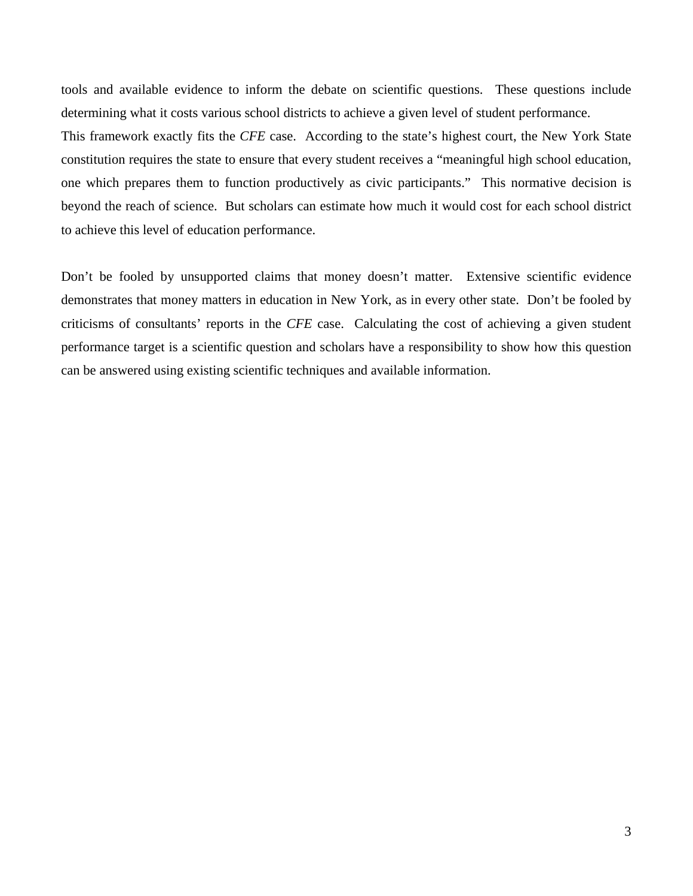tools and available evidence to inform the debate on scientific questions. These questions include determining what it costs various school districts to achieve a given level of student performance.

This framework exactly fits the *CFE* case. According to the state's highest court, the New York State constitution requires the state to ensure that every student receives a "meaningful high school education, one which prepares them to function productively as civic participants." This normative decision is beyond the reach of science. But scholars can estimate how much it would cost for each school district to achieve this level of education performance.

Don't be fooled by unsupported claims that money doesn't matter. Extensive scientific evidence demonstrates that money matters in education in New York, as in every other state. Don't be fooled by criticisms of consultants' reports in the *CFE* case. Calculating the cost of achieving a given student performance target is a scientific question and scholars have a responsibility to show how this question can be answered using existing scientific techniques and available information.